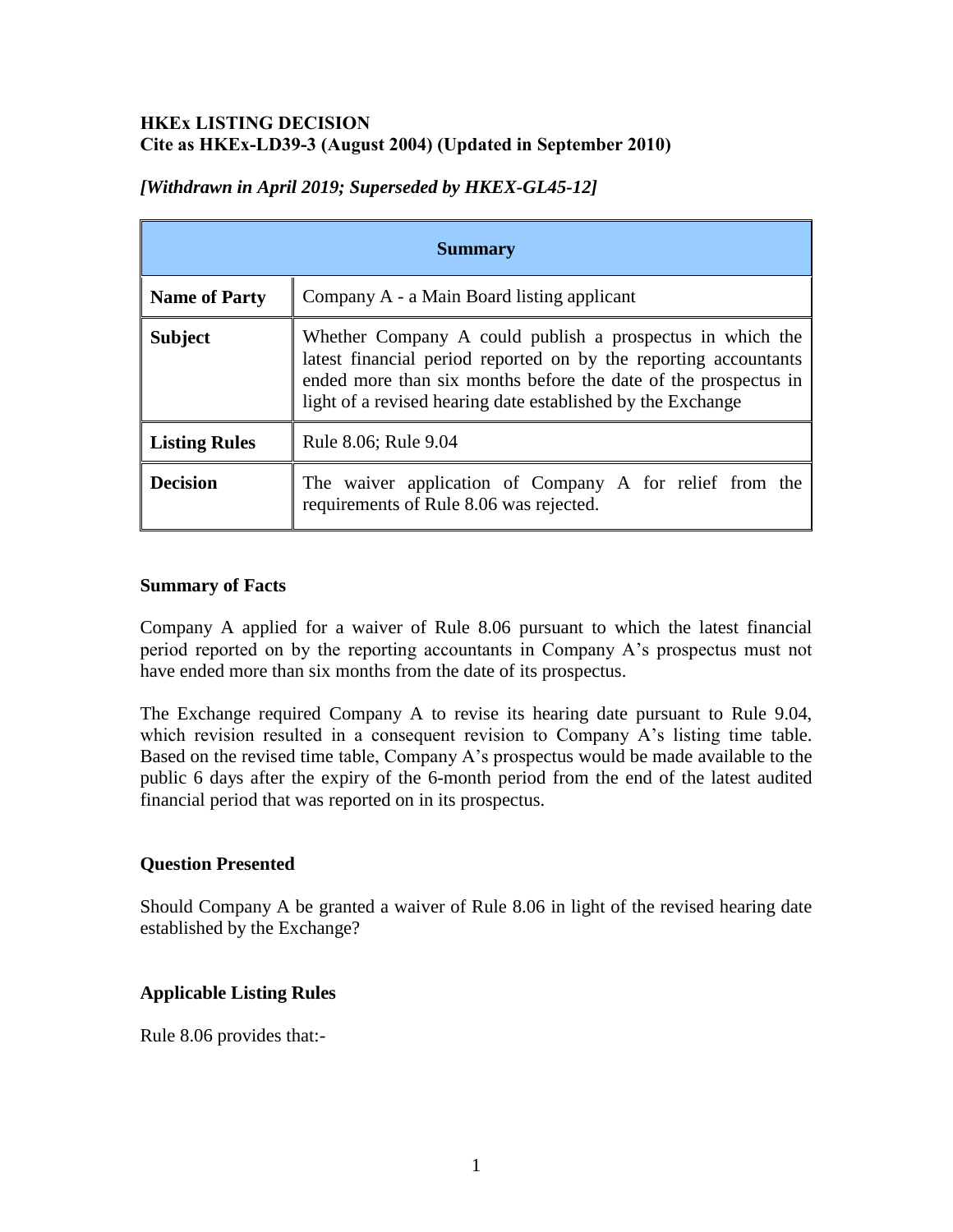**HKEx LISTING DECISION**
**Cite as HKEx-LD39-3 (August 2004) (Updated in September 2010)**

***[Withdrawn in April 2019; Superseded by HKEX-GL45-12]***

| **Summary** | |
|---|---|
| **Name of Party** | Company A - a Main Board listing applicant |
| **Subject** | Whether Company A could publish a prospectus in which the latest financial period reported on by the reporting accountants ended more than six months before the date of the prospectus in light of a revised hearing date established by the Exchange |
| **Listing Rules** | Rule 8.06; Rule 9.04 |
| **Decision** | The waiver application of Company A for relief from the requirements of Rule 8.06 was rejected. |

**Summary of Facts**

Company A applied for a waiver of Rule 8.06 pursuant to which the latest financial period reported on by the reporting accountants in Company A's prospectus must not have ended more than six months from the date of its prospectus.

The Exchange required Company A to revise its hearing date pursuant to Rule 9.04, which revision resulted in a consequent revision to Company A's listing time table. Based on the revised time table, Company A's prospectus would be made available to the public 6 days after the expiry of the 6-month period from the end of the latest audited financial period that was reported on in its prospectus.

**Question Presented**

Should Company A be granted a waiver of Rule 8.06 in light of the revised hearing date established by the Exchange?

**Applicable Listing Rules**

Rule 8.06 provides that:-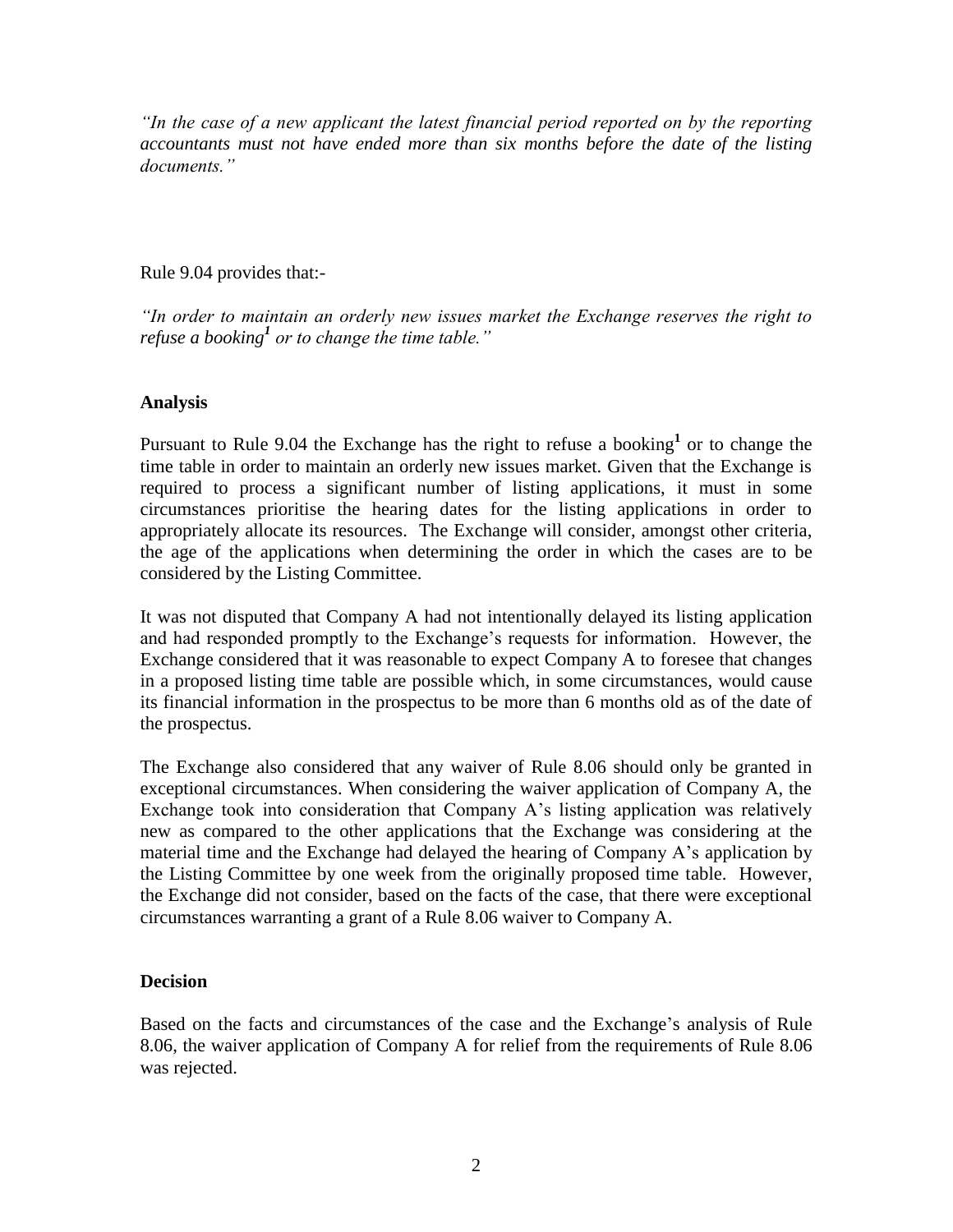*"In the case of a new applicant the latest financial period reported on by the reporting accountants must not have ended more than six months before the date of the listing documents."*

Rule 9.04 provides that:-

*"In order to maintain an orderly new issues market the Exchange reserves the right to refuse a booking[1] or to change the time table."*

**Analysis**

Pursuant to Rule 9.04 the Exchange has the right to refuse a booking[1] or to change the time table in order to maintain an orderly new issues market. Given that the Exchange is required to process a significant number of listing applications, it must in some circumstances prioritise the hearing dates for the listing applications in order to appropriately allocate its resources. The Exchange will consider, amongst other criteria, the age of the applications when determining the order in which the cases are to be considered by the Listing Committee.

It was not disputed that Company A had not intentionally delayed its listing application and had responded promptly to the Exchange's requests for information. However, the Exchange considered that it was reasonable to expect Company A to foresee that changes in a proposed listing time table are possible which, in some circumstances, would cause its financial information in the prospectus to be more than 6 months old as of the date of the prospectus.

The Exchange also considered that any waiver of Rule 8.06 should only be granted in exceptional circumstances. When considering the waiver application of Company A, the Exchange took into consideration that Company A's listing application was relatively new as compared to the other applications that the Exchange was considering at the material time and the Exchange had delayed the hearing of Company A's application by the Listing Committee by one week from the originally proposed time table. However, the Exchange did not consider, based on the facts of the case, that there were exceptional circumstances warranting a grant of a Rule 8.06 waiver to Company A.

**Decision**

Based on the facts and circumstances of the case and the Exchange's analysis of Rule 8.06, the waiver application of Company A for relief from the requirements of Rule 8.06 was rejected.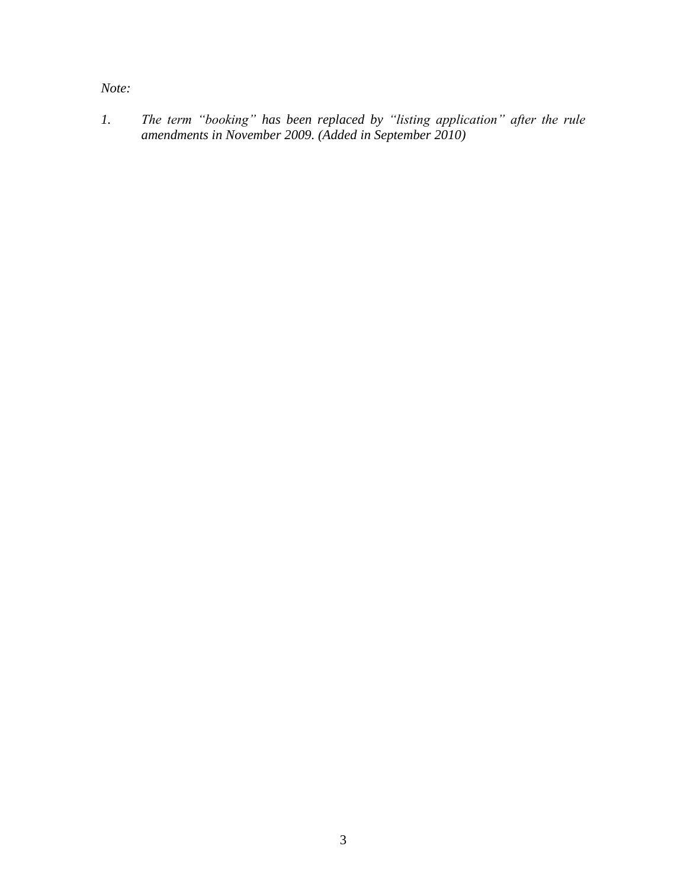*Note:*

1. *The term "booking" has been replaced by "listing application" after the rule amendments in November 2009. (Added in September 2010)*